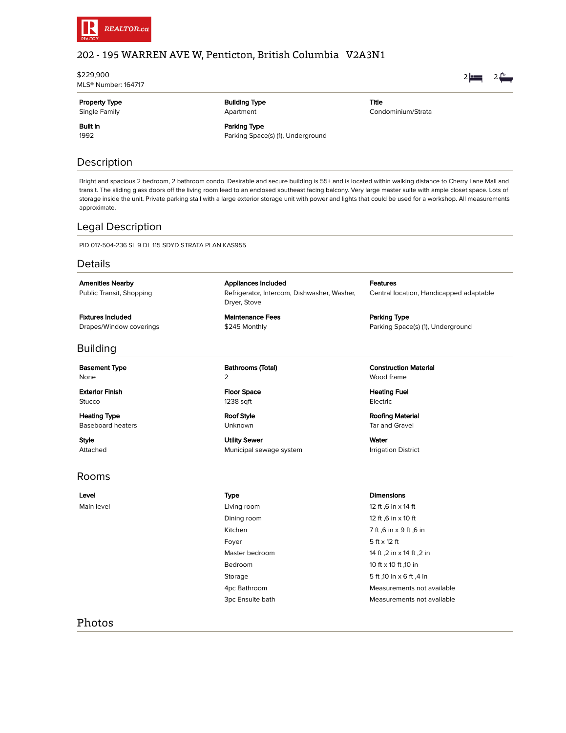REALTOR.ca

# 202 - 195 WARREN AVE W, Penticton, British Columbia V2A3N1

$229,900
MLS® Number: 164717

2 bedrooms 2 bathrooms

| Property Type | Building Type | Title |
|---|---|---|
| Single Family | Apartment | Condominium/Strata |
| **Built in** | **Parking Type** | |
| 1992 | Parking Space(s) (1), Underground | |

## Description

Bright and spacious 2 bedroom, 2 bathroom condo. Desirable and secure building is 55+ and is located within walking distance to Cherry Lane Mall and transit. The sliding glass doors off the living room lead to an enclosed southeast facing balcony. Very large master suite with ample closet space. Lots of storage inside the unit. Private parking stall with a large exterior storage unit with power and lights that could be used for a workshop. All measurements approximate.

## Legal Description

PID 017-504-236 SL 9 DL 115 SDYD STRATA PLAN KAS955

## Details

| Amenities Nearby | Appliances Included | Features |
|---|---|---|
| Public Transit, Shopping | Refrigerator, Intercom, Dishwasher, Washer, Dryer, Stove | Central location, Handicapped adaptable |
| **Fixtures Included** | **Maintenance Fees** | **Parking Type** |
| Drapes/Window coverings | $245 Monthly | Parking Space(s) (1), Underground |

## Building

| Basement Type | Bathrooms (Total) | Construction Material |
|---|---|---|
| None | 2 | Wood frame |
| **Exterior Finish** | **Floor Space** | **Heating Fuel** |
| Stucco | 1238 sqft | Electric |
| **Heating Type** | **Roof Style** | **Roofing Material** |
| Baseboard heaters | Unknown | Tar and Gravel |
| **Style** | **Utility Sewer** | **Water** |
| Attached | Municipal sewage system | Irrigation District |

## Rooms

| Level | Type | Dimensions |
|---|---|---|
| Main level | Living room | 12 ft ,6 in x 14 ft |
| | Dining room | 12 ft ,6 in x 10 ft |
| | Kitchen | 7 ft ,6 in x 9 ft ,6 in |
| | Foyer | 5 ft x 12 ft |
| | Master bedroom | 14 ft ,2 in x 14 ft ,2 in |
| | Bedroom | 10 ft x 10 ft ,10 in |
| | Storage | 5 ft ,10 in x 6 ft ,4 in |
| | 4pc Bathroom | Measurements not available |
| | 3pc Ensuite bath | Measurements not available |

## Photos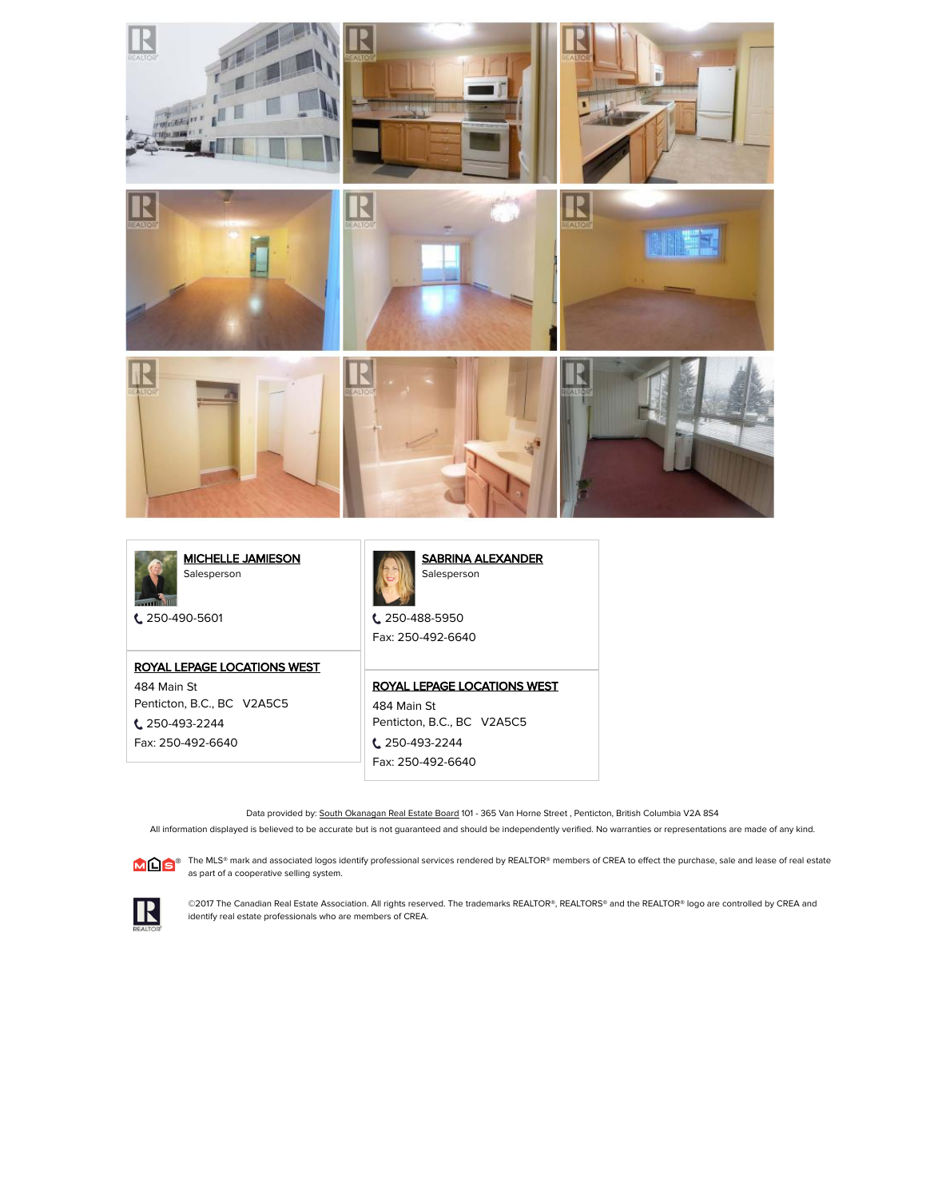**MICHELLE JAMIESON**
Salesperson

250-490-5601

**ROYAL LEPAGE LOCATIONS WEST**
484 Main St
Penticton, B.C., BC V2A5C5
250-493-2244
Fax: 250-492-6640

**SABRINA ALEXANDER**
Salesperson

250-488-5950
Fax: 250-492-6640

**ROYAL LEPAGE LOCATIONS WEST**
484 Main St
Penticton, B.C., BC V2A5C5
250-493-2244
Fax: 250-492-6640

Data provided by: South Okanagan Real Estate Board 101 - 365 Van Horne Street , Penticton, British Columbia V2A 8S4

All information displayed is believed to be accurate but is not guaranteed and should be independently verified. No warranties or representations are made of any kind.

The MLS® mark and associated logos identify professional services rendered by REALTOR® members of CREA to effect the purchase, sale and lease of real estate as part of a cooperative selling system.

©2017 The Canadian Real Estate Association. All rights reserved. The trademarks REALTOR®, REALTORS® and the REALTOR® logo are controlled by CREA and identify real estate professionals who are members of CREA.